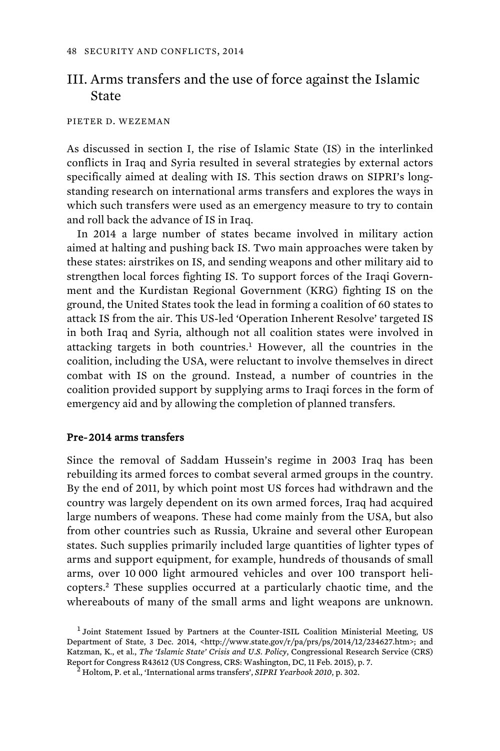## III. Arms transfers and the use of force against the Islamic State

PIETER D. WEZEMAN

As discussed in section I, the rise of Islamic State (IS) in the interlinked conflicts in Iraq and Syria resulted in several strategies by external actors specifically aimed at dealing with IS. This section draws on SIPRI's long-standing research on international arms transfers and explores the ways in which such transfers were used as an emergency measure to try to contain and roll back the advance of IS in Iraq.

In 2014 a large number of states became involved in military action aimed at halting and pushing back IS. Two main approaches were taken by these states: airstrikes on IS, and sending weapons and other military aid to strengthen local forces fighting IS. To support forces of the Iraqi Government and the Kurdistan Regional Government (KRG) fighting IS on the ground, the United States took the lead in forming a coalition of 60 states to attack IS from the air. This US-led 'Operation Inherent Resolve' targeted IS in both Iraq and Syria, although not all coalition states were involved in attacking targets in both countries.[1] However, all the countries in the coalition, including the USA, were reluctant to involve themselves in direct combat with IS on the ground. Instead, a number of countries in the coalition provided support by supplying arms to Iraqi forces in the form of emergency aid and by allowing the completion of planned transfers.

### Pre-2014 arms transfers

Since the removal of Saddam Hussein's regime in 2003 Iraq has been rebuilding its armed forces to combat several armed groups in the country. By the end of 2011, by which point most US forces had withdrawn and the country was largely dependent on its own armed forces, Iraq had acquired large numbers of weapons. These had come mainly from the USA, but also from other countries such as Russia, Ukraine and several other European states. Such supplies primarily included large quantities of lighter types of arms and support equipment, for example, hundreds of thousands of small arms, over 10 000 light armoured vehicles and over 100 transport helicopters.[2] These supplies occurred at a particularly chaotic time, and the whereabouts of many of the small arms and light weapons are unknown.

[1] Joint Statement Issued by Partners at the Counter-ISIL Coalition Ministerial Meeting, US Department of State, 3 Dec. 2014, <http://www.state.gov/r/pa/prs/ps/2014/12/234627.htm>; and Katzman, K., et al., *The 'Islamic State' Crisis and U.S. Policy*, Congressional Research Service (CRS) Report for Congress R43612 (US Congress, CRS: Washington, DC, 11 Feb. 2015), p. 7.

[2] Holtom, P. et al., 'International arms transfers', *SIPRI Yearbook 2010*, p. 302.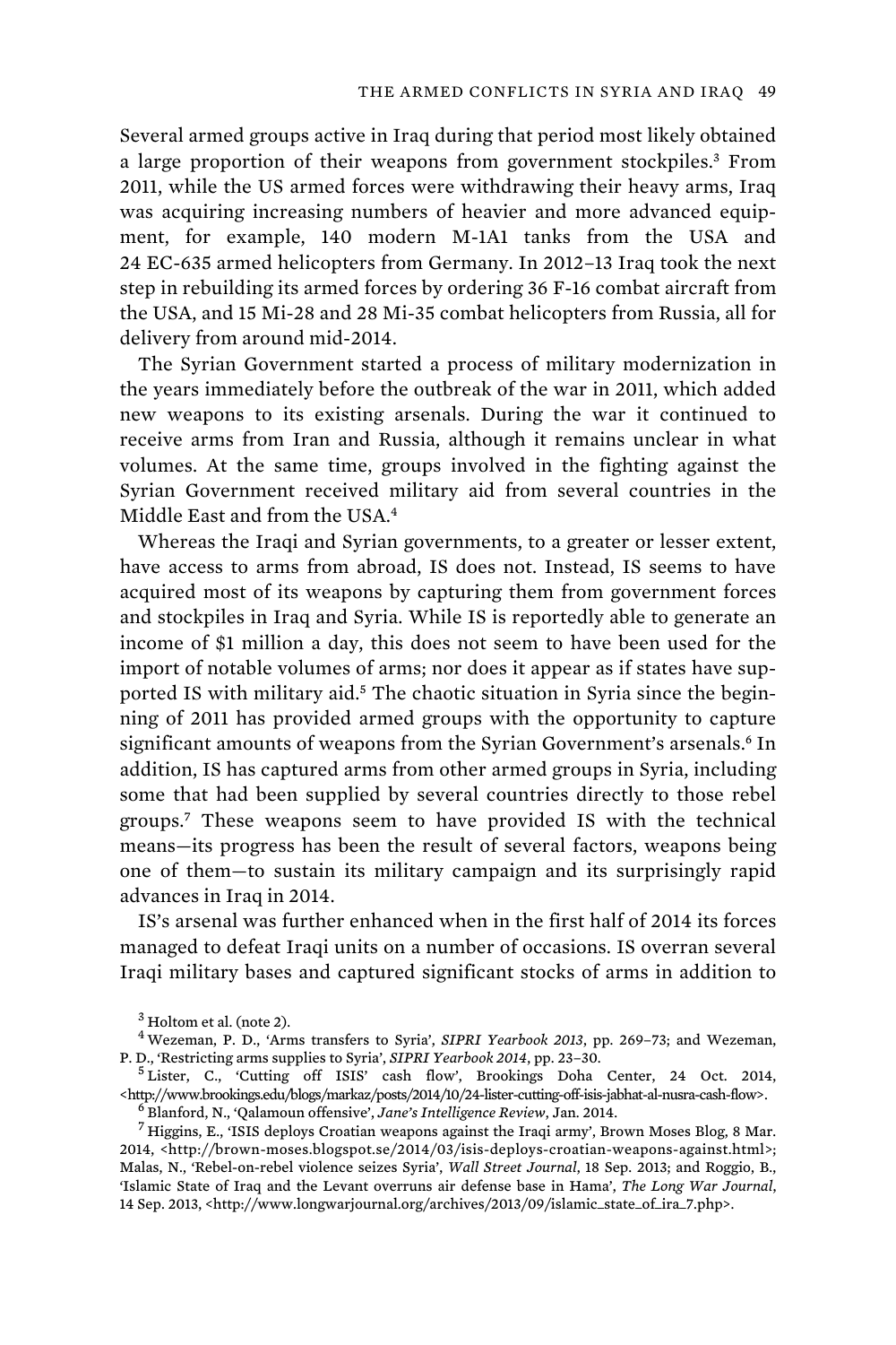Several armed groups active in Iraq during that period most likely obtained a large proportion of their weapons from government stockpiles.[3] From 2011, while the US armed forces were withdrawing their heavy arms, Iraq was acquiring increasing numbers of heavier and more advanced equipment, for example, 140 modern M-1A1 tanks from the USA and 24 EC-635 armed helicopters from Germany. In 2012–13 Iraq took the next step in rebuilding its armed forces by ordering 36 F-16 combat aircraft from the USA, and 15 Mi-28 and 28 Mi-35 combat helicopters from Russia, all for delivery from around mid-2014.

The Syrian Government started a process of military modernization in the years immediately before the outbreak of the war in 2011, which added new weapons to its existing arsenals. During the war it continued to receive arms from Iran and Russia, although it remains unclear in what volumes. At the same time, groups involved in the fighting against the Syrian Government received military aid from several countries in the Middle East and from the USA.[4]

Whereas the Iraqi and Syrian governments, to a greater or lesser extent, have access to arms from abroad, IS does not. Instead, IS seems to have acquired most of its weapons by capturing them from government forces and stockpiles in Iraq and Syria. While IS is reportedly able to generate an income of $1 million a day, this does not seem to have been used for the import of notable volumes of arms; nor does it appear as if states have supported IS with military aid.[5] The chaotic situation in Syria since the beginning of 2011 has provided armed groups with the opportunity to capture significant amounts of weapons from the Syrian Government's arsenals.[6] In addition, IS has captured arms from other armed groups in Syria, including some that had been supplied by several countries directly to those rebel groups.[7] These weapons seem to have provided IS with the technical means—its progress has been the result of several factors, weapons being one of them—to sustain its military campaign and its surprisingly rapid advances in Iraq in 2014.

IS's arsenal was further enhanced when in the first half of 2014 its forces managed to defeat Iraqi units on a number of occasions. IS overran several Iraqi military bases and captured significant stocks of arms in addition to

[3] Holtom et al. (note 2).

[4] Wezeman, P. D., 'Arms transfers to Syria', *SIPRI Yearbook 2013*, pp. 269–73; and Wezeman, P. D., 'Restricting arms supplies to Syria', *SIPRI Yearbook 2014*, pp. 23–30.

[5] Lister, C., 'Cutting off ISIS' cash flow', Brookings Doha Center, 24 Oct. 2014, <http://www.brookings.edu/blogs/markaz/posts/2014/10/24-lister-cutting-off-isis-jabhat-al-nusra-cash-flow>.

[6] Blanford, N., 'Qalamoun offensive', *Jane's Intelligence Review*, Jan. 2014.

[7] Higgins, E., 'ISIS deploys Croatian weapons against the Iraqi army', Brown Moses Blog, 8 Mar. 2014, <http://brown-moses.blogspot.se/2014/03/isis-deploys-croatian-weapons-against.html>; Malas, N., 'Rebel-on-rebel violence seizes Syria', *Wall Street Journal*, 18 Sep. 2013; and Roggio, B., 'Islamic State of Iraq and the Levant overruns air defense base in Hama', *The Long War Journal*, 14 Sep. 2013, <http://www.longwarjournal.org/archives/2013/09/islamic_state_of_ira_7.php>.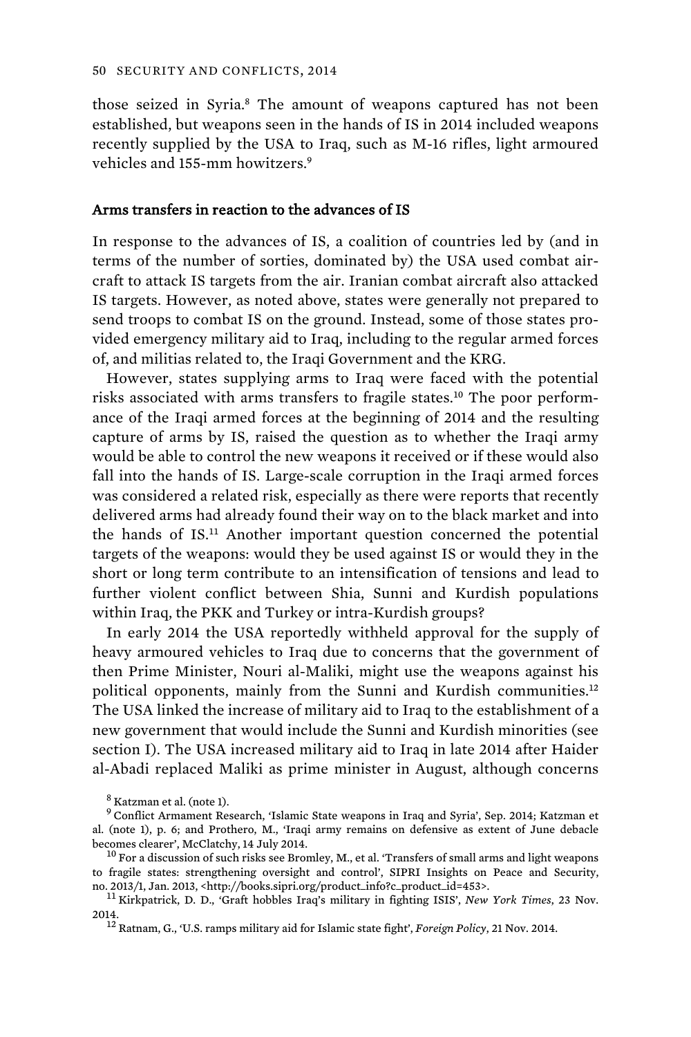those seized in Syria.[8] The amount of weapons captured has not been established, but weapons seen in the hands of IS in 2014 included weapons recently supplied by the USA to Iraq, such as M-16 rifles, light armoured vehicles and 155-mm howitzers.[9]

## Arms transfers in reaction to the advances of IS

In response to the advances of IS, a coalition of countries led by (and in terms of the number of sorties, dominated by) the USA used combat aircraft to attack IS targets from the air. Iranian combat aircraft also attacked IS targets. However, as noted above, states were generally not prepared to send troops to combat IS on the ground. Instead, some of those states provided emergency military aid to Iraq, including to the regular armed forces of, and militias related to, the Iraqi Government and the KRG.

However, states supplying arms to Iraq were faced with the potential risks associated with arms transfers to fragile states.[10] The poor performance of the Iraqi armed forces at the beginning of 2014 and the resulting capture of arms by IS, raised the question as to whether the Iraqi army would be able to control the new weapons it received or if these would also fall into the hands of IS. Large-scale corruption in the Iraqi armed forces was considered a related risk, especially as there were reports that recently delivered arms had already found their way on to the black market and into the hands of IS.[11] Another important question concerned the potential targets of the weapons: would they be used against IS or would they in the short or long term contribute to an intensification of tensions and lead to further violent conflict between Shia, Sunni and Kurdish populations within Iraq, the PKK and Turkey or intra-Kurdish groups?

In early 2014 the USA reportedly withheld approval for the supply of heavy armoured vehicles to Iraq due to concerns that the government of then Prime Minister, Nouri al-Maliki, might use the weapons against his political opponents, mainly from the Sunni and Kurdish communities.[12] The USA linked the increase of military aid to Iraq to the establishment of a new government that would include the Sunni and Kurdish minorities (see section I). The USA increased military aid to Iraq in late 2014 after Haider al-Abadi replaced Maliki as prime minister in August, although concerns

[8] Katzman et al. (note 1).

[9] Conflict Armament Research, 'Islamic State weapons in Iraq and Syria', Sep. 2014; Katzman et al. (note 1), p. 6; and Prothero, M., 'Iraqi army remains on defensive as extent of June debacle becomes clearer', McClatchy, 14 July 2014.

[10] For a discussion of such risks see Bromley, M., et al. 'Transfers of small arms and light weapons to fragile states: strengthening oversight and control', SIPRI Insights on Peace and Security, no. 2013/1, Jan. 2013, <http://books.sipri.org/product_info?c_product_id=453>.

[11] Kirkpatrick, D. D., 'Graft hobbles Iraq's military in fighting ISIS', *New York Times*, 23 Nov. 2014.

[12] Ratnam, G., 'U.S. ramps military aid for Islamic state fight', *Foreign Policy*, 21 Nov. 2014.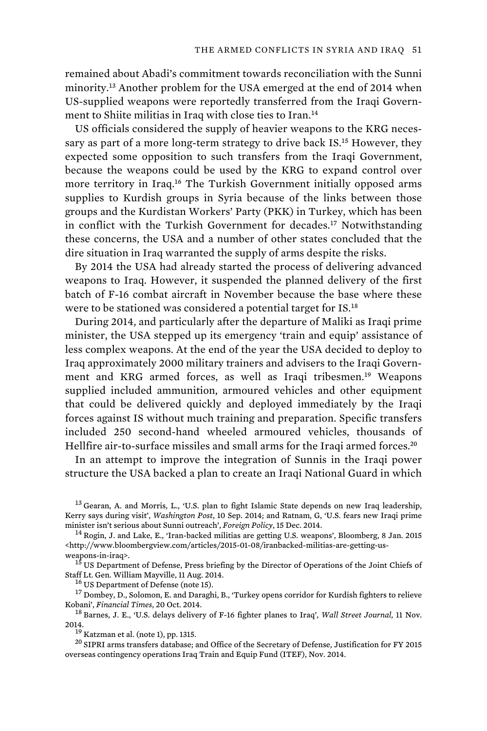remained about Abadi's commitment towards reconciliation with the Sunni minority.[13] Another problem for the USA emerged at the end of 2014 when US-supplied weapons were reportedly transferred from the Iraqi Government to Shiite militias in Iraq with close ties to Iran.[14]

US officials considered the supply of heavier weapons to the KRG necessary as part of a more long-term strategy to drive back IS.[15] However, they expected some opposition to such transfers from the Iraqi Government, because the weapons could be used by the KRG to expand control over more territory in Iraq.[16] The Turkish Government initially opposed arms supplies to Kurdish groups in Syria because of the links between those groups and the Kurdistan Workers' Party (PKK) in Turkey, which has been in conflict with the Turkish Government for decades.[17] Notwithstanding these concerns, the USA and a number of other states concluded that the dire situation in Iraq warranted the supply of arms despite the risks.

By 2014 the USA had already started the process of delivering advanced weapons to Iraq. However, it suspended the planned delivery of the first batch of F-16 combat aircraft in November because the base where these were to be stationed was considered a potential target for IS.[18]

During 2014, and particularly after the departure of Maliki as Iraqi prime minister, the USA stepped up its emergency 'train and equip' assistance of less complex weapons. At the end of the year the USA decided to deploy to Iraq approximately 2000 military trainers and advisers to the Iraqi Government and KRG armed forces, as well as Iraqi tribesmen.[19] Weapons supplied included ammunition, armoured vehicles and other equipment that could be delivered quickly and deployed immediately by the Iraqi forces against IS without much training and preparation. Specific transfers included 250 second-hand wheeled armoured vehicles, thousands of Hellfire air-to-surface missiles and small arms for the Iraqi armed forces.[20]

In an attempt to improve the integration of Sunnis in the Iraqi power structure the USA backed a plan to create an Iraqi National Guard in which

[13] Gearan, A. and Morris, L., 'U.S. plan to fight Islamic State depends on new Iraq leadership, Kerry says during visit', *Washington Post*, 10 Sep. 2014; and Ratnam, G, 'U.S. fears new Iraqi prime minister isn't serious about Sunni outreach', *Foreign Policy*, 15 Dec. 2014.

[14] Rogin, J. and Lake, E., 'Iran-backed militias are getting U.S. weapons', Bloomberg, 8 Jan. 2015 <http://www.bloombergview.com/articles/2015-01-08/iranbacked-militias-are-getting-us-weapons-in-iraq>.

[15] US Department of Defense, Press briefing by the Director of Operations of the Joint Chiefs of Staff Lt. Gen. William Mayville, 11 Aug. 2014.

[16] US Department of Defense (note 15).

[17] Dombey, D., Solomon, E. and Daraghi, B., 'Turkey opens corridor for Kurdish fighters to relieve Kobani', *Financial Times*, 20 Oct. 2014.

[18] Barnes, J. E., 'U.S. delays delivery of F-16 fighter planes to Iraq', *Wall Street Journal*, 11 Nov. 2014.

[19] Katzman et al. (note 1), pp. 1315.

[20] SIPRI arms transfers database; and Office of the Secretary of Defense, Justification for FY 2015 overseas contingency operations Iraq Train and Equip Fund (ITEF), Nov. 2014.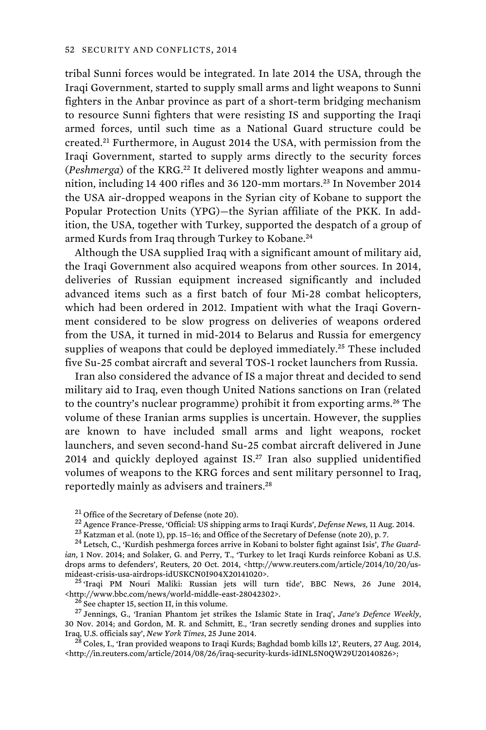tribal Sunni forces would be integrated. In late 2014 the USA, through the Iraqi Government, started to supply small arms and light weapons to Sunni fighters in the Anbar province as part of a short-term bridging mechanism to resource Sunni fighters that were resisting IS and supporting the Iraqi armed forces, until such time as a National Guard structure could be created.[21] Furthermore, in August 2014 the USA, with permission from the Iraqi Government, started to supply arms directly to the security forces (*Peshmerga*) of the KRG.[22] It delivered mostly lighter weapons and ammunition, including 14 400 rifles and 36 120-mm mortars.[23] In November 2014 the USA air-dropped weapons in the Syrian city of Kobane to support the Popular Protection Units (YPG)—the Syrian affiliate of the PKK. In addition, the USA, together with Turkey, supported the despatch of a group of armed Kurds from Iraq through Turkey to Kobane.[24]

Although the USA supplied Iraq with a significant amount of military aid, the Iraqi Government also acquired weapons from other sources. In 2014, deliveries of Russian equipment increased significantly and included advanced items such as a first batch of four Mi-28 combat helicopters, which had been ordered in 2012. Impatient with what the Iraqi Government considered to be slow progress on deliveries of weapons ordered from the USA, it turned in mid-2014 to Belarus and Russia for emergency supplies of weapons that could be deployed immediately.[25] These included five Su-25 combat aircraft and several TOS-1 rocket launchers from Russia.

Iran also considered the advance of IS a major threat and decided to send military aid to Iraq, even though United Nations sanctions on Iran (related to the country's nuclear programme) prohibit it from exporting arms.[26] The volume of these Iranian arms supplies is uncertain. However, the supplies are known to have included small arms and light weapons, rocket launchers, and seven second-hand Su-25 combat aircraft delivered in June 2014 and quickly deployed against IS.[27] Iran also supplied unidentified volumes of weapons to the KRG forces and sent military personnel to Iraq, reportedly mainly as advisers and trainers.[28]

[21] Office of the Secretary of Defense (note 20).

[22] Agence France-Presse, 'Official: US shipping arms to Iraqi Kurds', *Defense News,* 11 Aug. 2014.

[23] Katzman et al. (note 1), pp. 15–16; and Office of the Secretary of Defense (note 20), p. 7.

[24] Letsch, C., 'Kurdish peshmerga forces arrive in Kobani to bolster fight against Isis', *The Guardian*, 1 Nov. 2014; and Solaker, G. and Perry, T., 'Turkey to let Iraqi Kurds reinforce Kobani as U.S. drops arms to defenders', Reuters, 20 Oct. 2014, <http://www.reuters.com/article/2014/10/20/us-mideast-crisis-usa-airdrops-idUSKCN0I904X20141020>.

[25] 'Iraqi PM Nouri Maliki: Russian jets will turn tide', BBC News, 26 June 2014, <http://www.bbc.com/news/world-middle-east-28042302>.

[26] See chapter 15, section II, in this volume.

[27] Jennings, G., 'Iranian Phantom jet strikes the Islamic State in Iraq', *Jane's Defence Weekly*, 30 Nov. 2014; and Gordon, M. R. and Schmitt, E., 'Iran secretly sending drones and supplies into Iraq, U.S. officials say', *New York Times*, 25 June 2014.

[28] Coles, I., 'Iran provided weapons to Iraqi Kurds; Baghdad bomb kills 12', Reuters, 27 Aug. 2014, <http://in.reuters.com/article/2014/08/26/iraq-security-kurds-idINL5N0QW29U20140826>;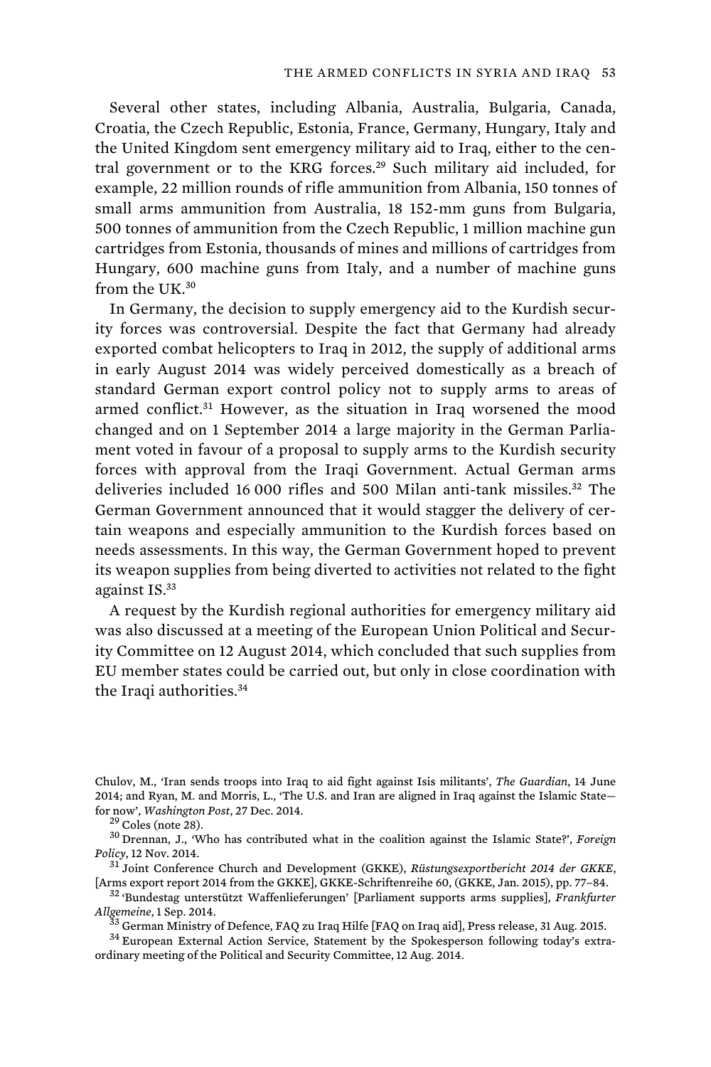Several other states, including Albania, Australia, Bulgaria, Canada, Croatia, the Czech Republic, Estonia, France, Germany, Hungary, Italy and the United Kingdom sent emergency military aid to Iraq, either to the central government or to the KRG forces.[29] Such military aid included, for example, 22 million rounds of rifle ammunition from Albania, 150 tonnes of small arms ammunition from Australia, 18 152-mm guns from Bulgaria, 500 tonnes of ammunition from the Czech Republic, 1 million machine gun cartridges from Estonia, thousands of mines and millions of cartridges from Hungary, 600 machine guns from Italy, and a number of machine guns from the UK.[30]

In Germany, the decision to supply emergency aid to the Kurdish security forces was controversial. Despite the fact that Germany had already exported combat helicopters to Iraq in 2012, the supply of additional arms in early August 2014 was widely perceived domestically as a breach of standard German export control policy not to supply arms to areas of armed conflict.[31] However, as the situation in Iraq worsened the mood changed and on 1 September 2014 a large majority in the German Parliament voted in favour of a proposal to supply arms to the Kurdish security forces with approval from the Iraqi Government. Actual German arms deliveries included 16 000 rifles and 500 Milan anti-tank missiles.[32] The German Government announced that it would stagger the delivery of certain weapons and especially ammunition to the Kurdish forces based on needs assessments. In this way, the German Government hoped to prevent its weapon supplies from being diverted to activities not related to the fight against IS.[33]

A request by the Kurdish regional authorities for emergency military aid was also discussed at a meeting of the European Union Political and Security Committee on 12 August 2014, which concluded that such supplies from EU member states could be carried out, but only in close coordination with the Iraqi authorities.[34]

Chulov, M., 'Iran sends troops into Iraq to aid fight against Isis militants', *The Guardian*, 14 June 2014; and Ryan, M. and Morris, L., 'The U.S. and Iran are aligned in Iraq against the Islamic State—for now', *Washington Post*, 27 Dec. 2014.

[29] Coles (note 28).

[30] Drennan, J., 'Who has contributed what in the coalition against the Islamic State?', *Foreign Policy*, 12 Nov. 2014.

[31] Joint Conference Church and Development (GKKE), *Rüstungsexportbericht 2014 der GKKE*, [Arms export report 2014 from the GKKE], GKKE-Schriftenreihe 60, (GKKE, Jan. 2015), pp. 77–84.

[32] 'Bundestag unterstützt Waffenlieferungen' [Parliament supports arms supplies], *Frankfurter Allgemeine*, 1 Sep. 2014.

[33] German Ministry of Defence, FAQ zu Iraq Hilfe [FAQ on Iraq aid], Press release, 31 Aug. 2015.

[34] European External Action Service, Statement by the Spokesperson following today's extraordinary meeting of the Political and Security Committee, 12 Aug. 2014.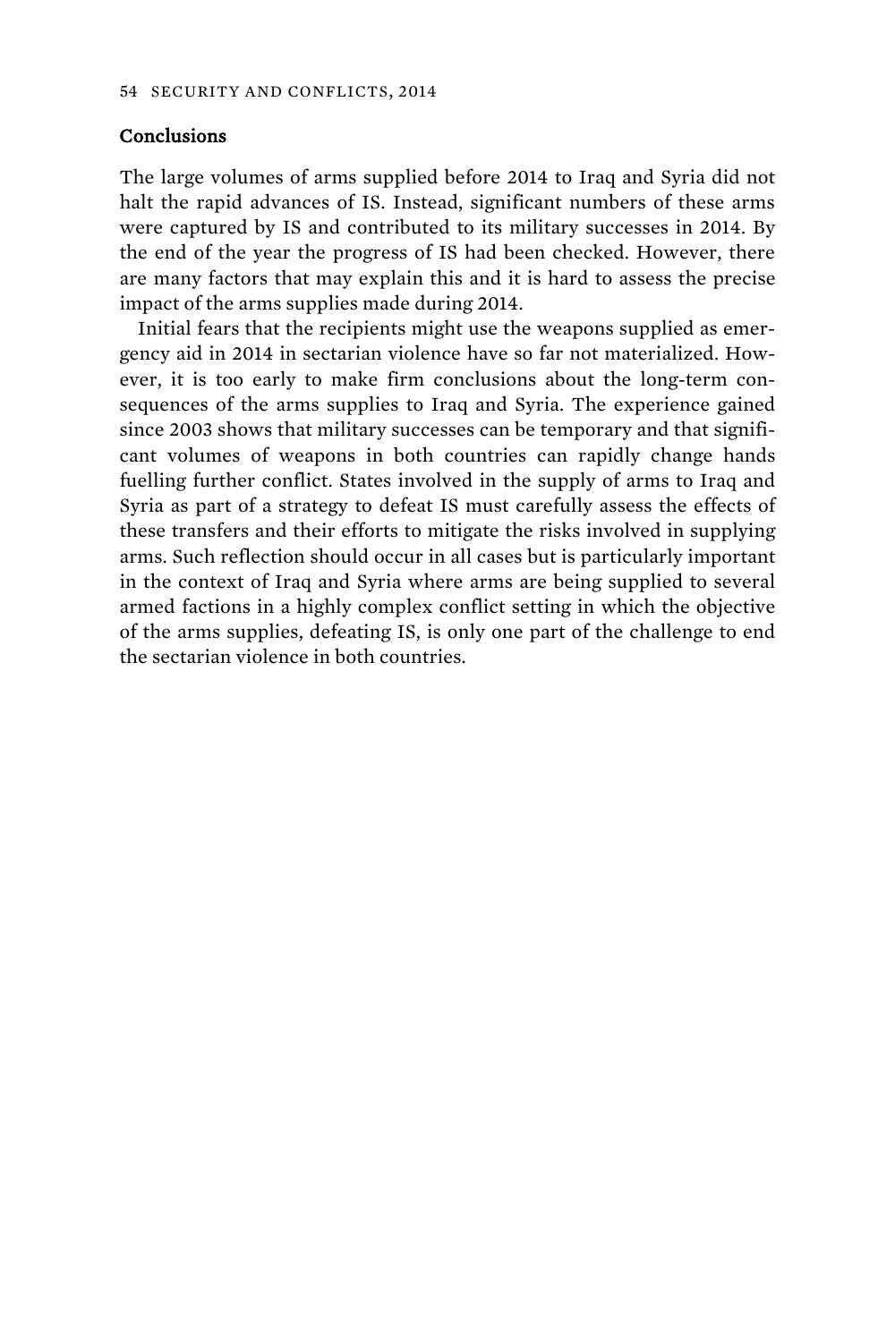## Conclusions

The large volumes of arms supplied before 2014 to Iraq and Syria did not halt the rapid advances of IS. Instead, significant numbers of these arms were captured by IS and contributed to its military successes in 2014. By the end of the year the progress of IS had been checked. However, there are many factors that may explain this and it is hard to assess the precise impact of the arms supplies made during 2014.

Initial fears that the recipients might use the weapons supplied as emergency aid in 2014 in sectarian violence have so far not materialized. However, it is too early to make firm conclusions about the long-term consequences of the arms supplies to Iraq and Syria. The experience gained since 2003 shows that military successes can be temporary and that significant volumes of weapons in both countries can rapidly change hands fuelling further conflict. States involved in the supply of arms to Iraq and Syria as part of a strategy to defeat IS must carefully assess the effects of these transfers and their efforts to mitigate the risks involved in supplying arms. Such reflection should occur in all cases but is particularly important in the context of Iraq and Syria where arms are being supplied to several armed factions in a highly complex conflict setting in which the objective of the arms supplies, defeating IS, is only one part of the challenge to end the sectarian violence in both countries.